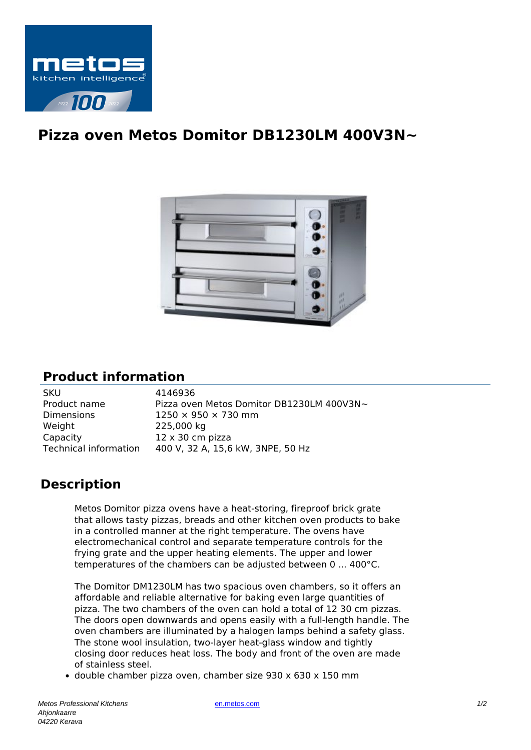# Pizza oven Metos Domitor DB1230LM 400V3N~

## Product information

| | |
|---|---|
| SKU | 4146936 |
| Product name | Pizza oven Metos Domitor DB1230LM 400V3N~ |
| Dimensions | 1250 × 950 × 730 mm |
| Weight | 225,000 kg |
| Capacity | 12 x 30 cm pizza |
| Technical information | 400 V, 32 A, 15,6 kW, 3NPE, 50 Hz |

## Description

Metos Domitor pizza ovens have a heat-storing, fireproof brick grate that allows tasty pizzas, breads and other kitchen oven products to bake in a controlled manner at the right temperature. The ovens have electromechanical control and separate temperature controls for the frying grate and the upper heating elements. The upper and lower temperatures of the chambers can be adjusted between 0 ... 400°C.

The Domitor DM1230LM has two spacious oven chambers, so it offers an affordable and reliable alternative for baking even large quantities of pizza. The two chambers of the oven can hold a total of 12 30 cm pizzas. The doors open downwards and opens easily with a full-length handle. The oven chambers are illuminated by a halogen lamps behind a safety glass. The stone wool insulation, two-layer heat-glass window and tightly closing door reduces heat loss. The body and front of the oven are made of stainless steel.

- double chamber pizza oven, chamber size 930 x 630 x 150 mm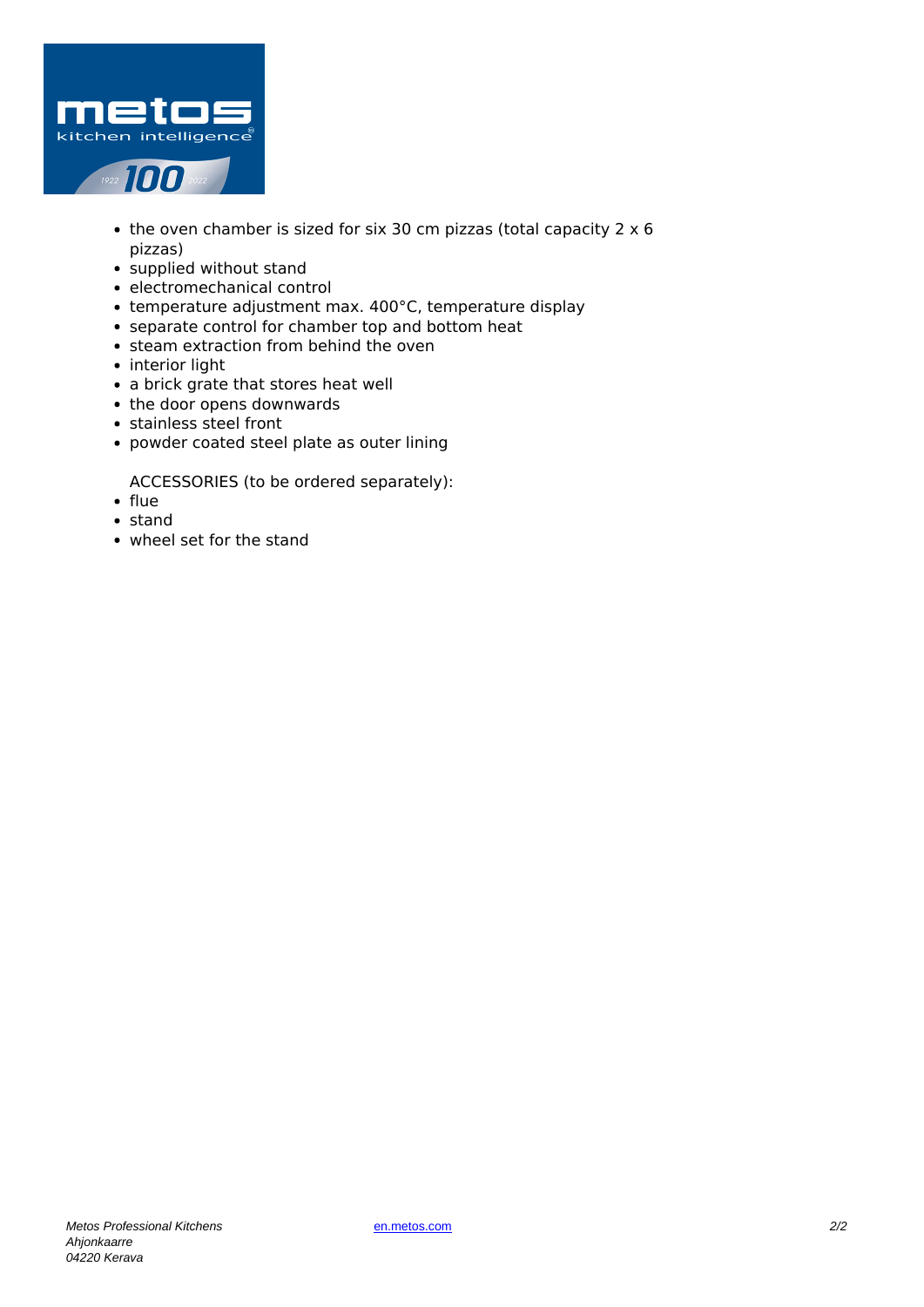- the oven chamber is sized for six 30 cm pizzas (total capacity 2 x 6 pizzas)
- supplied without stand
- electromechanical control
- temperature adjustment max. 400°C, temperature display
- separate control for chamber top and bottom heat
- steam extraction from behind the oven
- interior light
- a brick grate that stores heat well
- the door opens downwards
- stainless steel front
- powder coated steel plate as outer lining

ACCESSORIES (to be ordered separately):

- flue
- stand
- wheel set for the stand